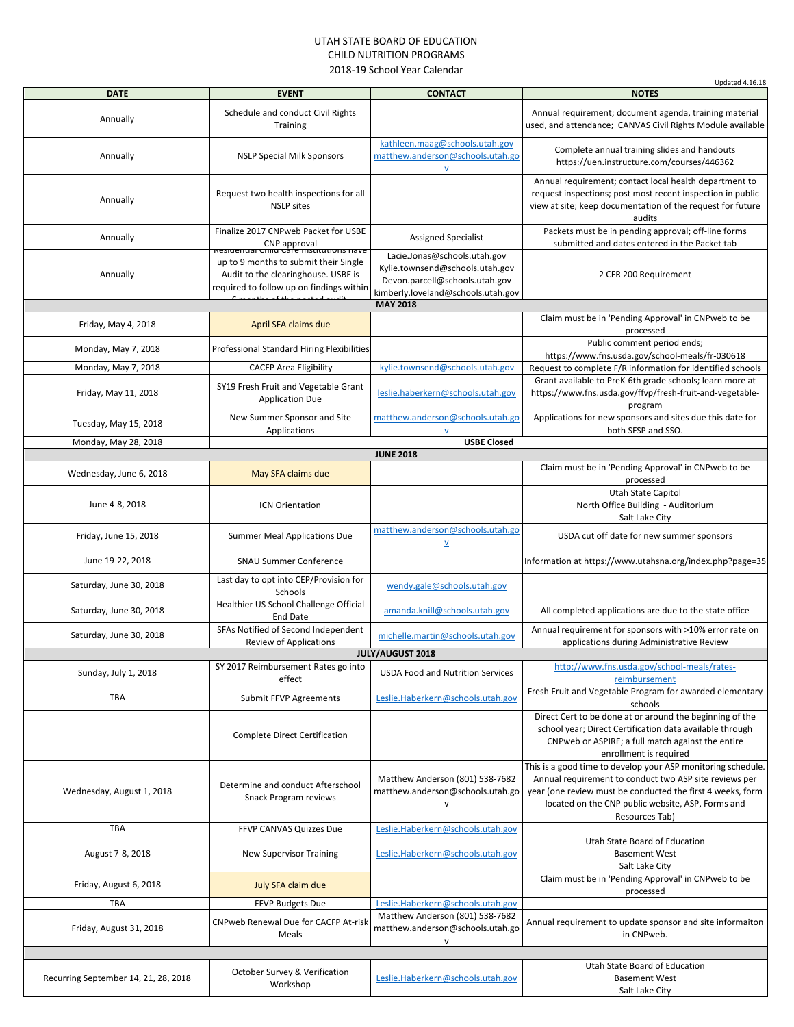UTAH STATE BOARD OF EDUCATION
CHILD NUTRITION PROGRAMS
2018-19 School Year Calendar

Updated 4.16.18

| DATE | EVENT | CONTACT | NOTES |
|---|---|---|---|
| Annually | Schedule and conduct Civil Rights Training | | Annual requirement; document agenda, training material used, and attendance; CANVAS Civil Rights Module available |
| Annually | NSLP Special Milk Sponsors | kathleen.maag@schools.utah.gov matthew.anderson@schools.utah.gov | Complete annual training slides and handouts https://uen.instructure.com/courses/446362 |
| Annually | Request two health inspections for all NSLP sites | | Annual requirement; contact local health department to request inspections; post most recent inspection in public view at site; keep documentation of the request for future audits |
| Annually | Finalize 2017 CNPweb Packet for USBE CNP approval | Assigned Specialist | Packets must be in pending approval; off-line forms submitted and dates entered in the Packet tab |
| Annually | Residential Child Care Institutions have up to 9 months to submit their Single Audit to the clearinghouse. USBE is required to follow up on findings within 6 months of the posted audit. | Lacie.Jonas@schools.utah.gov Kylie.townsend@schools.utah.gov Devon.parcell@schools.utah.gov kimberly.loveland@schools.utah.gov | 2 CFR 200 Requirement |
| **MAY 2018** | | | |
| Friday, May 4, 2018 | April SFA claims due | | Claim must be in 'Pending Approval' in CNPweb to be processed |
| Monday, May 7, 2018 | Professional Standard Hiring Flexibilities | | Public comment period ends; https://www.fns.usda.gov/school-meals/fr-030618 |
| Monday, May 7, 2018 | CACFP Area Eligibility | kylie.townsend@schools.utah.gov | Request to complete F/R information for identified schools |
| Friday, May 11, 2018 | SY19 Fresh Fruit and Vegetable Grant Application Due | leslie.haberkern@schools.utah.gov | Grant available to PreK-6th grade schools; learn more at https://www.fns.usda.gov/ffvp/fresh-fruit-and-vegetable-program |
| Tuesday, May 15, 2018 | New Summer Sponsor and Site Applications | matthew.anderson@schools.utah.gov | Applications for new sponsors and sites due this date for both SFSP and SSO. |
| Monday, May 28, 2018 | **USBE Closed** | | |
| **JUNE 2018** | | | |
| Wednesday, June 6, 2018 | May SFA claims due | | Claim must be in 'Pending Approval' in CNPweb to be processed |
| June 4-8, 2018 | ICN Orientation | | Utah State Capitol North Office Building - Auditorium Salt Lake City |
| Friday, June 15, 2018 | Summer Meal Applications Due | matthew.anderson@schools.utah.gov | USDA cut off date for new summer sponsors |
| June 19-22, 2018 | SNAU Summer Conference | | Information at https://www.utahsna.org/index.php?page=35 |
| Saturday, June 30, 2018 | Last day to opt into CEP/Provision for Schools | wendy.gale@schools.utah.gov | |
| Saturday, June 30, 2018 | Healthier US School Challenge Official End Date | amanda.knill@schools.utah.gov | All completed applications are due to the state office |
| Saturday, June 30, 2018 | SFAs Notified of Second Independent Review of Applications | michelle.martin@schools.utah.gov | Annual requirement for sponsors with >10% error rate on applications during Administrative Review |
| **JULY/AUGUST 2018** | | | |
| Sunday, July 1, 2018 | SY 2017 Reimbursement Rates go into effect | USDA Food and Nutrition Services | http://www.fns.usda.gov/school-meals/rates-reimbursement |
| TBA | Submit FFVP Agreements | Leslie.Haberkern@schools.utah.gov | Fresh Fruit and Vegetable Program for awarded elementary schools |
| | Complete Direct Certification | | Direct Cert to be done at or around the beginning of the school year; Direct Certification data available through CNPweb or ASPIRE; a full match against the entire enrollment is required |
| Wednesday, August 1, 2018 | Determine and conduct Afterschool Snack Program reviews | Matthew Anderson (801) 538-7682 matthew.anderson@schools.utah.gov | This is a good time to develop your ASP monitoring schedule. Annual requirement to conduct two ASP site reviews per year (one review must be conducted the first 4 weeks, form located on the CNP public website, ASP, Forms and Resources Tab) |
| TBA | FFVP CANVAS Quizzes Due | Leslie.Haberkern@schools.utah.gov | |
| August 7-8, 2018 | New Supervisor Training | Leslie.Haberkern@schools.utah.gov | Utah State Board of Education Basement West Salt Lake City |
| Friday, August 6, 2018 | July SFA claim due | | Claim must be in 'Pending Approval' in CNPweb to be processed |
| TBA | FFVP Budgets Due | Leslie.Haberkern@schools.utah.gov | |
| Friday, August 31, 2018 | CNPweb Renewal Due for CACFP At-risk Meals | Matthew Anderson (801) 538-7682 matthew.anderson@schools.utah.gov | Annual requirement to update sponsor and site informaiton in CNPweb. |
| | | | |
| Recurring September 14, 21, 28, 2018 | October Survey & Verification Workshop | Leslie.Haberkern@schools.utah.gov | Utah State Board of Education Basement West Salt Lake City |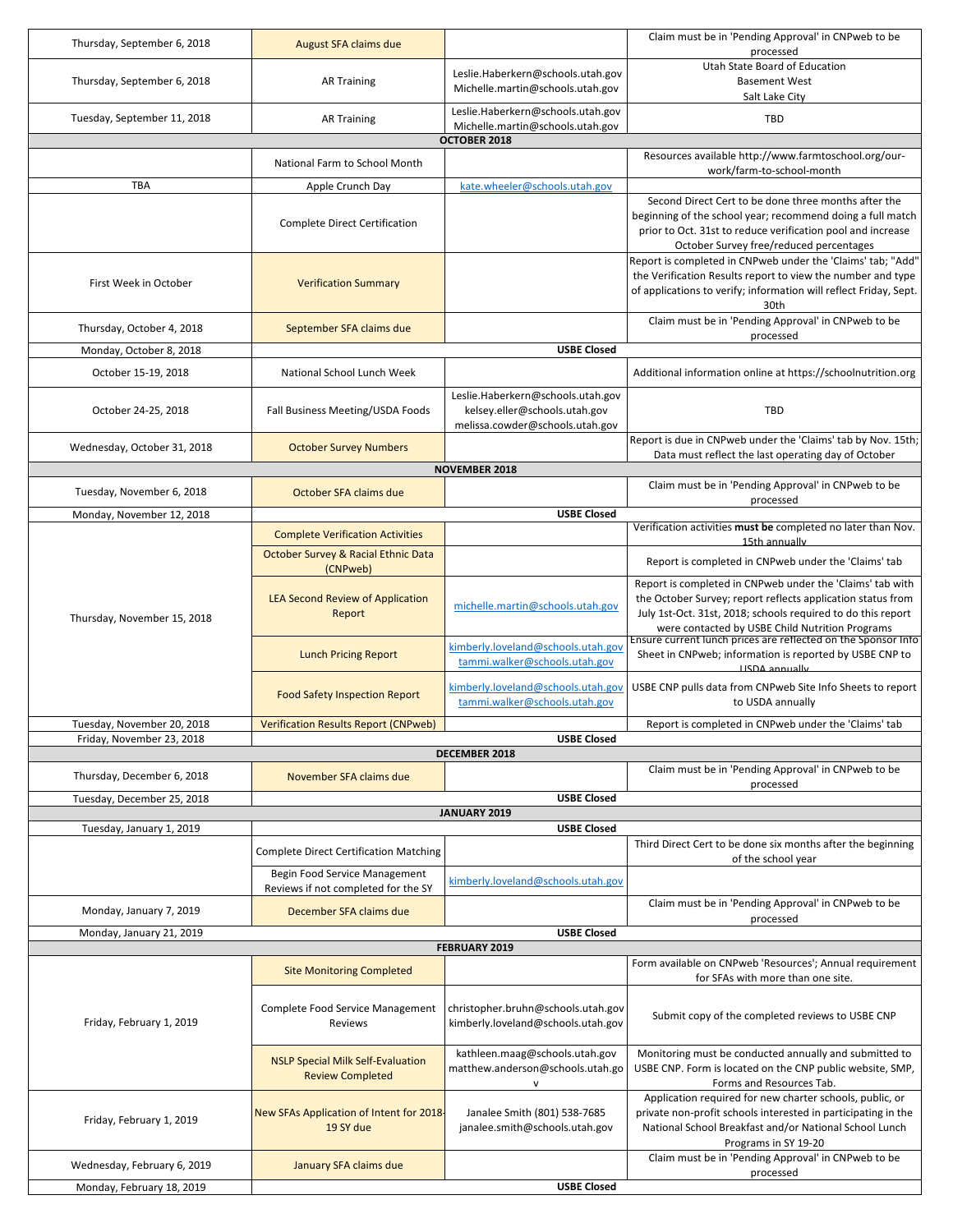| | | | |
|---|---|---|---|
| Thursday, September 6, 2018 | August SFA claims due | | Claim must be in 'Pending Approval' in CNPweb to be processed |
| Thursday, September 6, 2018 | AR Training | Leslie.Haberkern@schools.utah.gov Michelle.martin@schools.utah.gov | Utah State Board of Education Basement West Salt Lake City |
| Tuesday, September 11, 2018 | AR Training | Leslie.Haberkern@schools.utah.gov Michelle.martin@schools.utah.gov | TBD |
| **OCTOBER 2018** | | | |
| | National Farm to School Month | | Resources available http://www.farmtoschool.org/our-work/farm-to-school-month |
| TBA | Apple Crunch Day | kate.wheeler@schools.utah.gov | |
| | Complete Direct Certification | | Second Direct Cert to be done three months after the beginning of the school year; recommend doing a full match prior to Oct. 31st to reduce verification pool and increase October Survey free/reduced percentages |
| First Week in October | Verification Summary | | Report is completed in CNPweb under the 'Claims' tab; "Add" the Verification Results report to view the number and type of applications to verify; information will reflect Friday, Sept. 30th |
| Thursday, October 4, 2018 | September SFA claims due | | Claim must be in 'Pending Approval' in CNPweb to be processed |
| Monday, October 8, 2018 | **USBE Closed** | | |
| October 15-19, 2018 | National School Lunch Week | | Additional information online at https://schoolnutrition.org |
| October 24-25, 2018 | Fall Business Meeting/USDA Foods | Leslie.Haberkern@schools.utah.gov kelsey.eller@schools.utah.gov melissa.cowder@schools.utah.gov | TBD |
| Wednesday, October 31, 2018 | October Survey Numbers | | Report is due in CNPweb under the 'Claims' tab by Nov. 15th; Data must reflect the last operating day of October |
| **NOVEMBER 2018** | | | |
| Tuesday, November 6, 2018 | October SFA claims due | | Claim must be in 'Pending Approval' in CNPweb to be processed |
| Monday, November 12, 2018 | **USBE Closed** | | |
| Thursday, November 15, 2018 | Complete Verification Activities | | Verification activities **must be** completed no later than Nov. 15th annually |
| | October Survey & Racial Ethnic Data (CNPweb) | | Report is completed in CNPweb under the 'Claims' tab |
| | LEA Second Review of Application Report | michelle.martin@schools.utah.gov | Report is completed in CNPweb under the 'Claims' tab with the October Survey; report reflects application status from July 1st-Oct. 31st, 2018; schools required to do this report were contacted by USBE Child Nutrition Programs |
| | Lunch Pricing Report | kimberly.loveland@schools.utah.gov tammi.walker@schools.utah.gov | Ensure current lunch prices are reflected on the Sponsor Info Sheet in CNPweb; information is reported by USBE CNP to USDA annually |
| | Food Safety Inspection Report | kimberly.loveland@schools.utah.gov tammi.walker@schools.utah.gov | USBE CNP pulls data from CNPweb Site Info Sheets to report to USDA annually |
| Tuesday, November 20, 2018 | Verification Results Report (CNPweb) | | Report is completed in CNPweb under the 'Claims' tab |
| Friday, November 23, 2018 | **USBE Closed** | | |
| **DECEMBER 2018** | | | |
| Thursday, December 6, 2018 | November SFA claims due | | Claim must be in 'Pending Approval' in CNPweb to be processed |
| Tuesday, December 25, 2018 | **USBE Closed** | | |
| **JANUARY 2019** | | | |
| Tuesday, January 1, 2019 | **USBE Closed** | | |
| | Complete Direct Certification Matching | | Third Direct Cert to be done six months after the beginning of the school year |
| | Begin Food Service Management Reviews if not completed for the SY | kimberly.loveland@schools.utah.gov | |
| Monday, January 7, 2019 | December SFA claims due | | Claim must be in 'Pending Approval' in CNPweb to be processed |
| Monday, January 21, 2019 | **USBE Closed** | | |
| **FEBRUARY 2019** | | | |
| Friday, February 1, 2019 | Site Monitoring Completed | | Form available on CNPweb 'Resources'; Annual requirement for SFAs with more than one site. |
| | Complete Food Service Management Reviews | christopher.bruhn@schools.utah.gov kimberly.loveland@schools.utah.gov | Submit copy of the completed reviews to USBE CNP |
| | NSLP Special Milk Self-Evaluation Review Completed | kathleen.maag@schools.utah.gov matthew.anderson@schools.utah.gov | Monitoring must be conducted annually and submitted to USBE CNP. Form is located on the CNP public website, SMP, Forms and Resources Tab. |
| Friday, February 1, 2019 | New SFAs Application of Intent for 2018-19 SY due | Janalee Smith (801) 538-7685 janalee.smith@schools.utah.gov | Application required for new charter schools, public, or private non-profit schools interested in participating in the National School Breakfast and/or National School Lunch Programs in SY 19-20 |
| Wednesday, February 6, 2019 | January SFA claims due | | Claim must be in 'Pending Approval' in CNPweb to be processed |
| Monday, February 18, 2019 | **USBE Closed** | | |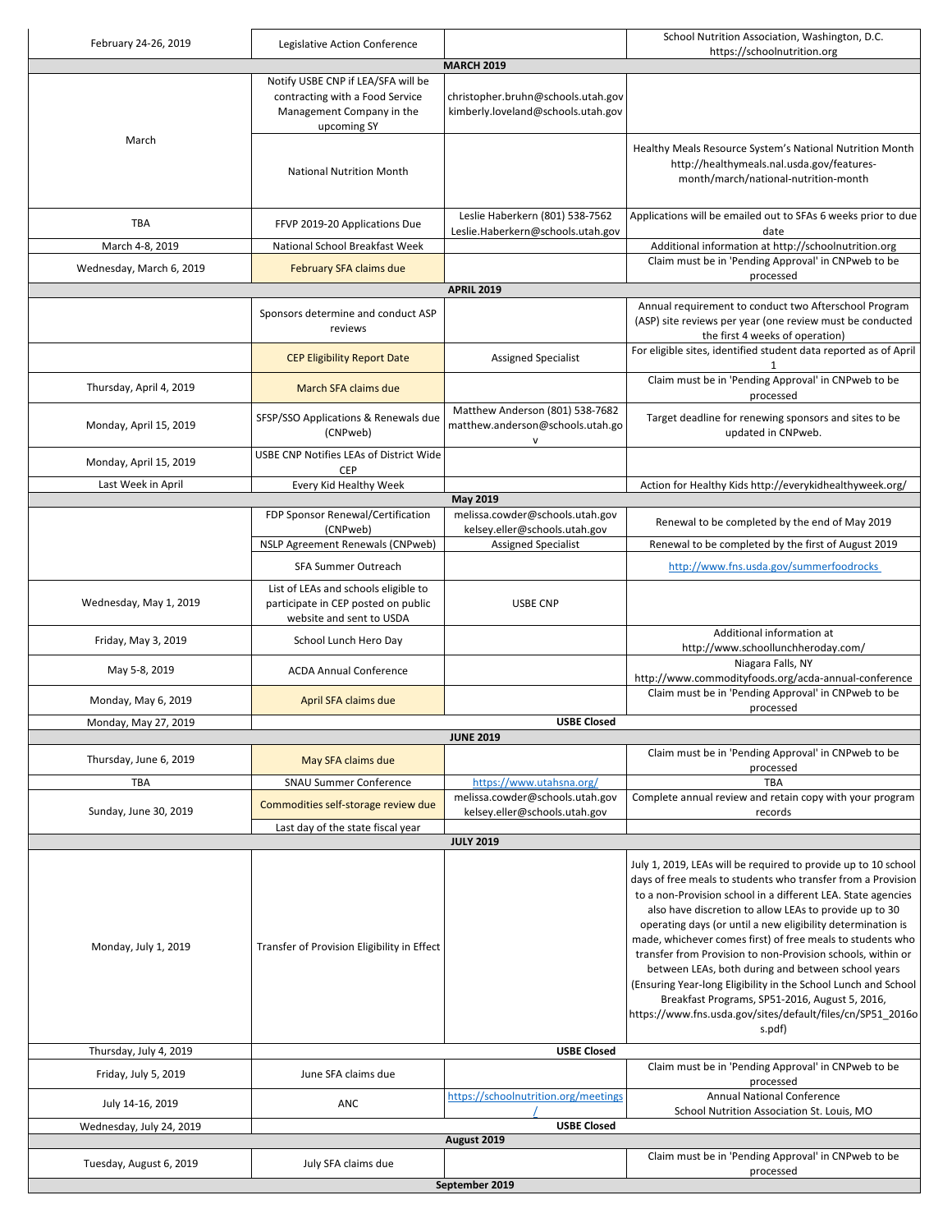| | | | |
|---|---|---|---|
| February 24-26, 2019 | Legislative Action Conference | | School Nutrition Association, Washington, D.C. https://schoolnutrition.org |
| **MARCH 2019** | | | |
| March | Notify USBE CNP if LEA/SFA will be contracting with a Food Service Management Company in the upcoming SY | christopher.bruhn@schools.utah.gov kimberly.loveland@schools.utah.gov | |
| | National Nutrition Month | | Healthy Meals Resource System's National Nutrition Month http://healthymeals.nal.usda.gov/features-month/march/national-nutrition-month |
| TBA | FFVP 2019-20 Applications Due | Leslie Haberkern (801) 538-7562 Leslie.Haberkern@schools.utah.gov | Applications will be emailed out to SFAs 6 weeks prior to due date |
| March 4-8, 2019 | National School Breakfast Week | | Additional information at http://schoolnutrition.org |
| Wednesday, March 6, 2019 | February SFA claims due | | Claim must be in 'Pending Approval' in CNPweb to be processed |
| **APRIL 2019** | | | |
| | Sponsors determine and conduct ASP reviews | | Annual requirement to conduct two Afterschool Program (ASP) site reviews per year (one review must be conducted the first 4 weeks of operation) |
| | CEP Eligibility Report Date | Assigned Specialist | For eligible sites, identified student data reported as of April 1 |
| Thursday, April 4, 2019 | March SFA claims due | | Claim must be in 'Pending Approval' in CNPweb to be processed |
| Monday, April 15, 2019 | SFSP/SSO Applications & Renewals due (CNPweb) | Matthew Anderson (801) 538-7682 matthew.anderson@schools.utah.gov | Target deadline for renewing sponsors and sites to be updated in CNPweb. |
| Monday, April 15, 2019 | USBE CNP Notifies LEAs of District Wide CEP | | |
| Last Week in April | Every Kid Healthy Week | | Action for Healthy Kids http://everykidhealthyweek.org/ |
| **May 2019** | | | |
| | FDP Sponsor Renewal/Certification (CNPweb) | melissa.cowder@schools.utah.gov kelsey.eller@schools.utah.gov | Renewal to be completed by the end of May 2019 |
| | NSLP Agreement Renewals (CNPweb) | Assigned Specialist | Renewal to be completed by the first of August 2019 |
| | SFA Summer Outreach | | http://www.fns.usda.gov/summerfoodrocks |
| Wednesday, May 1, 2019 | List of LEAs and schools eligible to participate in CEP posted on public website and sent to USDA | USBE CNP | |
| Friday, May 3, 2019 | School Lunch Hero Day | | Additional information at http://www.schoollunchheroday.com/ |
| May 5-8, 2019 | ACDA Annual Conference | | Niagara Falls, NY http://www.commodityfoods.org/acda-annual-conference |
| Monday, May 6, 2019 | April SFA claims due | | Claim must be in 'Pending Approval' in CNPweb to be processed |
| Monday, May 27, 2019 | **USBE Closed** | | |
| **JUNE 2019** | | | |
| Thursday, June 6, 2019 | May SFA claims due | | Claim must be in 'Pending Approval' in CNPweb to be processed |
| TBA | SNAU Summer Conference | https://www.utahsna.org/ | TBA |
| Sunday, June 30, 2019 | Commodities self-storage review due | melissa.cowder@schools.utah.gov kelsey.eller@schools.utah.gov | Complete annual review and retain copy with your program records |
| | Last day of the state fiscal year | | |
| **JULY 2019** | | | |
| Monday, July 1, 2019 | Transfer of Provision Eligibility in Effect | | July 1, 2019, LEAs will be required to provide up to 10 school days of free meals to students who transfer from a Provision to a non-Provision school in a different LEA. State agencies also have discretion to allow LEAs to provide up to 30 operating days (or until a new eligibility determination is made, whichever comes first) of free meals to students who transfer from Provision to non-Provision schools, within or between LEAs, both during and between school years (Ensuring Year-long Eligibility in the School Lunch and School Breakfast Programs, SP51-2016, August 5, 2016, https://www.fns.usda.gov/sites/default/files/cn/SP51_2016os.pdf) |
| Thursday, July 4, 2019 | **USBE Closed** | | |
| Friday, July 5, 2019 | June SFA claims due | | Claim must be in 'Pending Approval' in CNPweb to be processed |
| July 14-16, 2019 | ANC | https://schoolnutrition.org/meetings/ | Annual National Conference School Nutrition Association St. Louis, MO |
| Wednesday, July 24, 2019 | **USBE Closed** | | |
| **August 2019** | | | |
| Tuesday, August 6, 2019 | July SFA claims due | | Claim must be in 'Pending Approval' in CNPweb to be processed |
| **September 2019** | | | |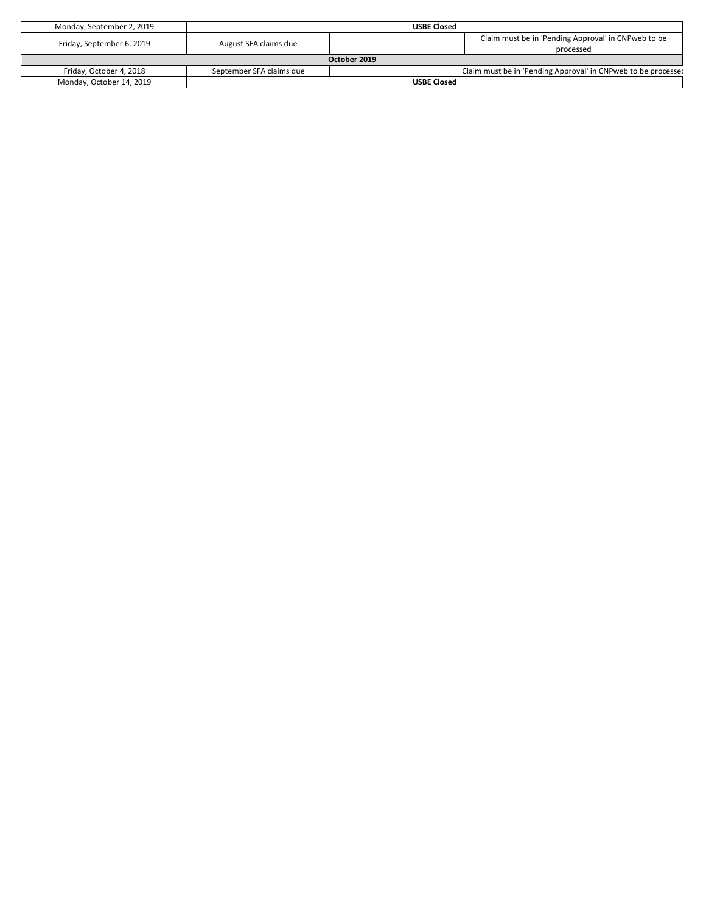| | | | |
|---|---|---|---|
| Monday, September 2, 2019 | **USBE Closed** | | |
| Friday, September 6, 2019 | August SFA claims due | | Claim must be in 'Pending Approval' in CNPweb to be processed |
| **October 2019** | | | |
| Friday, October 4, 2018 | September SFA claims due | Claim must be in 'Pending Approval' in CNPweb to be processed | |
| Monday, October 14, 2019 | **USBE Closed** | | |